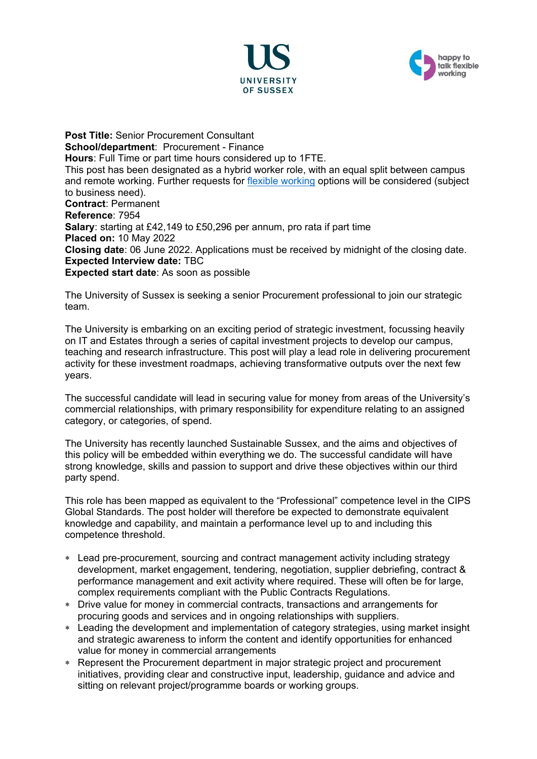**Post Title:** Senior Procurement Consultant
**School/department**: Procurement - Finance
**Hours**: Full Time or part time hours considered up to 1FTE.
This post has been designated as a hybrid worker role, with an equal split between campus and remote working. Further requests for flexible working options will be considered (subject to business need).
**Contract**: Permanent
**Reference**: 7954
**Salary**: starting at £42,149 to £50,296 per annum, pro rata if part time
**Placed on:** 10 May 2022
**Closing date**: 06 June 2022. Applications must be received by midnight of the closing date.
**Expected Interview date:** TBC
**Expected start date**: As soon as possible

The University of Sussex is seeking a senior Procurement professional to join our strategic team.

The University is embarking on an exciting period of strategic investment, focussing heavily on IT and Estates through a series of capital investment projects to develop our campus, teaching and research infrastructure. This post will play a lead role in delivering procurement activity for these investment roadmaps, achieving transformative outputs over the next few years.

The successful candidate will lead in securing value for money from areas of the University's commercial relationships, with primary responsibility for expenditure relating to an assigned category, or categories, of spend.

The University has recently launched Sustainable Sussex, and the aims and objectives of this policy will be embedded within everything we do. The successful candidate will have strong knowledge, skills and passion to support and drive these objectives within our third party spend.

This role has been mapped as equivalent to the "Professional" competence level in the CIPS Global Standards. The post holder will therefore be expected to demonstrate equivalent knowledge and capability, and maintain a performance level up to and including this competence threshold.

- Lead pre-procurement, sourcing and contract management activity including strategy development, market engagement, tendering, negotiation, supplier debriefing, contract & performance management and exit activity where required. These will often be for large, complex requirements compliant with the Public Contracts Regulations.
- Drive value for money in commercial contracts, transactions and arrangements for procuring goods and services and in ongoing relationships with suppliers.
- Leading the development and implementation of category strategies, using market insight and strategic awareness to inform the content and identify opportunities for enhanced value for money in commercial arrangements
- Represent the Procurement department in major strategic project and procurement initiatives, providing clear and constructive input, leadership, guidance and advice and sitting on relevant project/programme boards or working groups.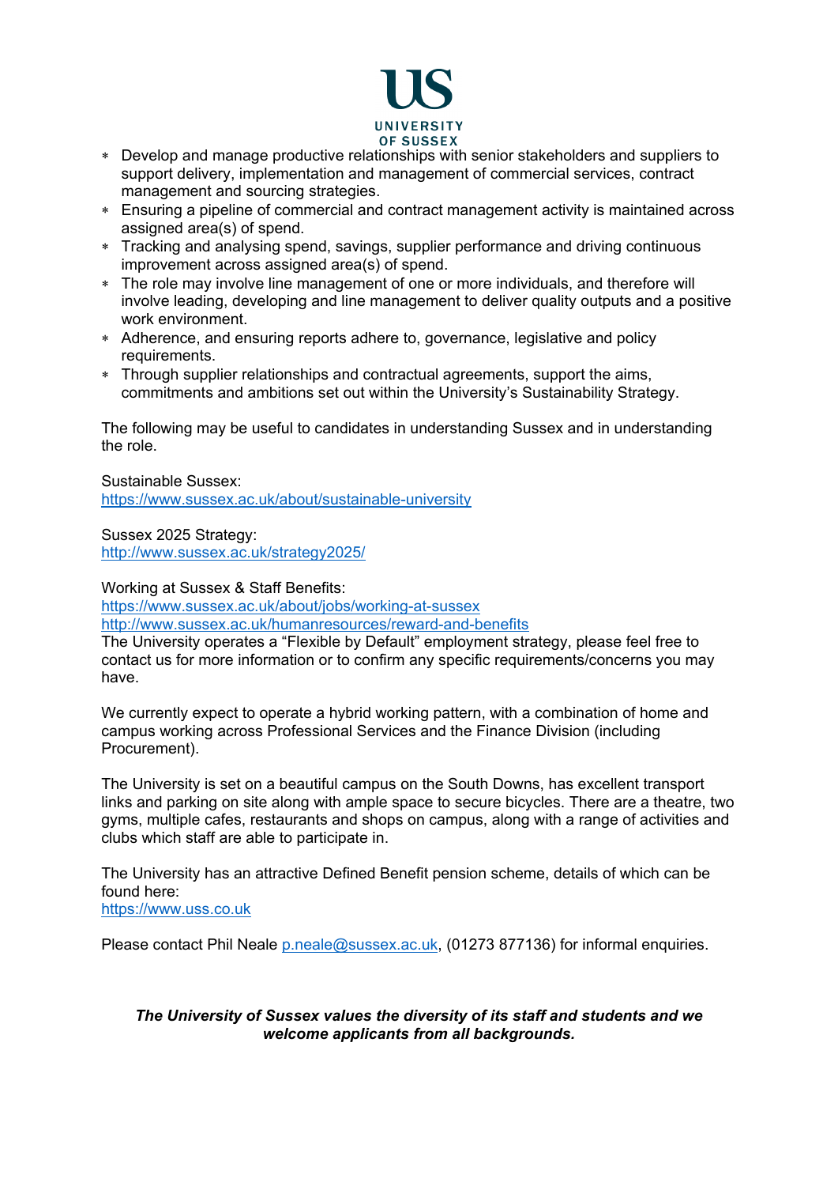- Develop and manage productive relationships with senior stakeholders and suppliers to support delivery, implementation and management of commercial services, contract management and sourcing strategies.
- Ensuring a pipeline of commercial and contract management activity is maintained across assigned area(s) of spend.
- Tracking and analysing spend, savings, supplier performance and driving continuous improvement across assigned area(s) of spend.
- The role may involve line management of one or more individuals, and therefore will involve leading, developing and line management to deliver quality outputs and a positive work environment.
- Adherence, and ensuring reports adhere to, governance, legislative and policy requirements.
- Through supplier relationships and contractual agreements, support the aims, commitments and ambitions set out within the University's Sustainability Strategy.

The following may be useful to candidates in understanding Sussex and in understanding the role.

Sustainable Sussex:
[https://www.sussex.ac.uk/about/sustainable-university](https://www.sussex.ac.uk/about/sustainable-university)

Sussex 2025 Strategy:
[http://www.sussex.ac.uk/strategy2025/](http://www.sussex.ac.uk/strategy2025/)

Working at Sussex & Staff Benefits:
[https://www.sussex.ac.uk/about/jobs/working-at-sussex](https://www.sussex.ac.uk/about/jobs/working-at-sussex)
[http://www.sussex.ac.uk/humanresources/reward-and-benefits](http://www.sussex.ac.uk/humanresources/reward-and-benefits)
The University operates a "Flexible by Default" employment strategy, please feel free to contact us for more information or to confirm any specific requirements/concerns you may have.

We currently expect to operate a hybrid working pattern, with a combination of home and campus working across Professional Services and the Finance Division (including Procurement).

The University is set on a beautiful campus on the South Downs, has excellent transport links and parking on site along with ample space to secure bicycles. There are a theatre, two gyms, multiple cafes, restaurants and shops on campus, along with a range of activities and clubs which staff are able to participate in.

The University has an attractive Defined Benefit pension scheme, details of which can be found here:
[https://www.uss.co.uk](https://www.uss.co.uk)

Please contact Phil Neale [p.neale@sussex.ac.uk](mailto:p.neale@sussex.ac.uk), (01273 877136) for informal enquiries.

***The University of Sussex values the diversity of its staff and students and we welcome applicants from all backgrounds.***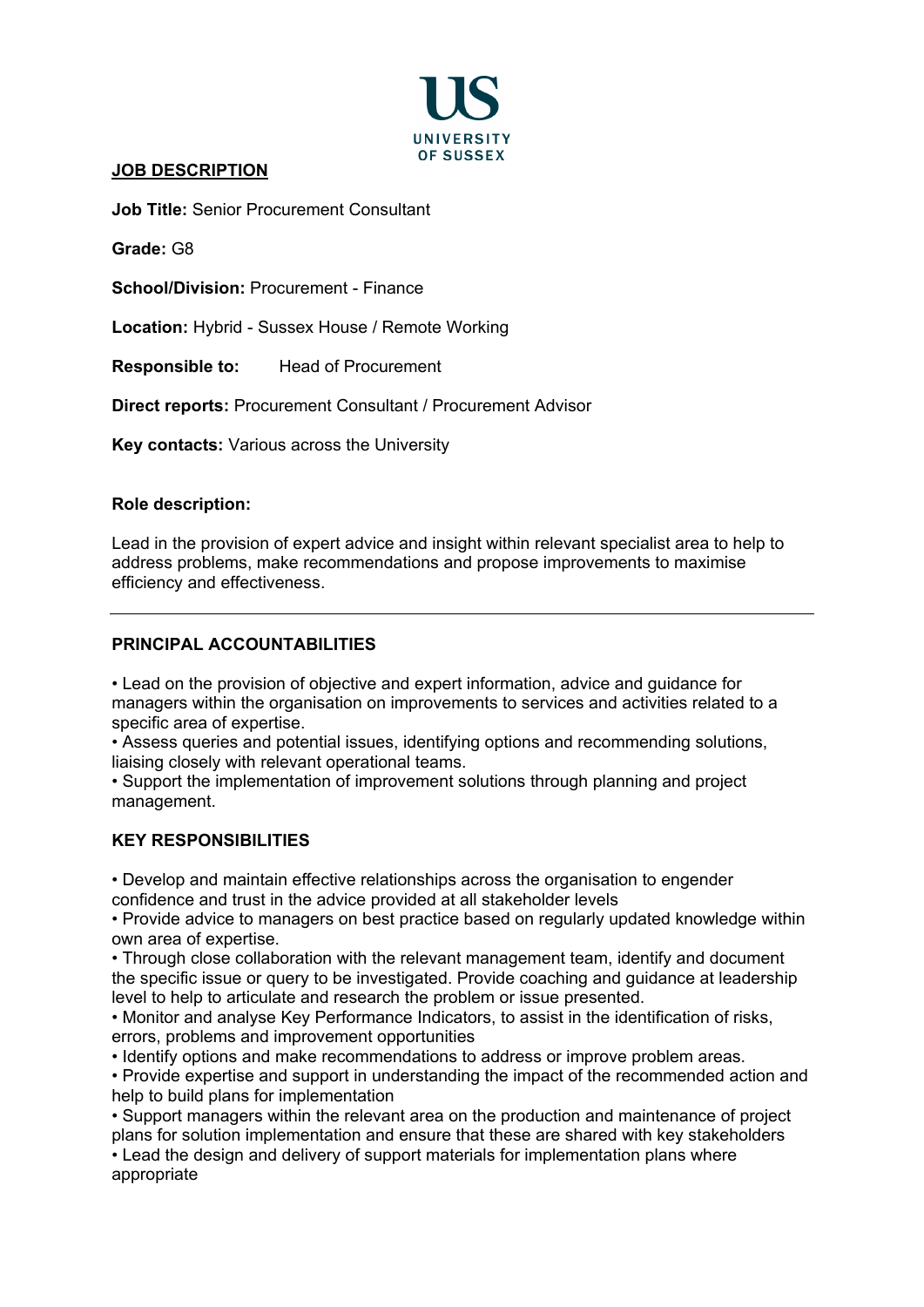UNIVERSITY OF SUSSEX

## JOB DESCRIPTION

**Job Title:** Senior Procurement Consultant

**Grade:** G8

**School/Division:** Procurement - Finance

**Location:** Hybrid - Sussex House / Remote Working

**Responsible to:** Head of Procurement

**Direct reports:** Procurement Consultant / Procurement Advisor

**Key contacts:** Various across the University

**Role description:**

Lead in the provision of expert advice and insight within relevant specialist area to help to address problems, make recommendations and propose improvements to maximise efficiency and effectiveness.

---

### PRINCIPAL ACCOUNTABILITIES

- Lead on the provision of objective and expert information, advice and guidance for managers within the organisation on improvements to services and activities related to a specific area of expertise.
- Assess queries and potential issues, identifying options and recommending solutions, liaising closely with relevant operational teams.
- Support the implementation of improvement solutions through planning and project management.

### KEY RESPONSIBILITIES

- Develop and maintain effective relationships across the organisation to engender confidence and trust in the advice provided at all stakeholder levels
- Provide advice to managers on best practice based on regularly updated knowledge within own area of expertise.
- Through close collaboration with the relevant management team, identify and document the specific issue or query to be investigated. Provide coaching and guidance at leadership level to help to articulate and research the problem or issue presented.
- Monitor and analyse Key Performance Indicators, to assist in the identification of risks, errors, problems and improvement opportunities
- Identify options and make recommendations to address or improve problem areas.
- Provide expertise and support in understanding the impact of the recommended action and help to build plans for implementation
- Support managers within the relevant area on the production and maintenance of project plans for solution implementation and ensure that these are shared with key stakeholders
- Lead the design and delivery of support materials for implementation plans where appropriate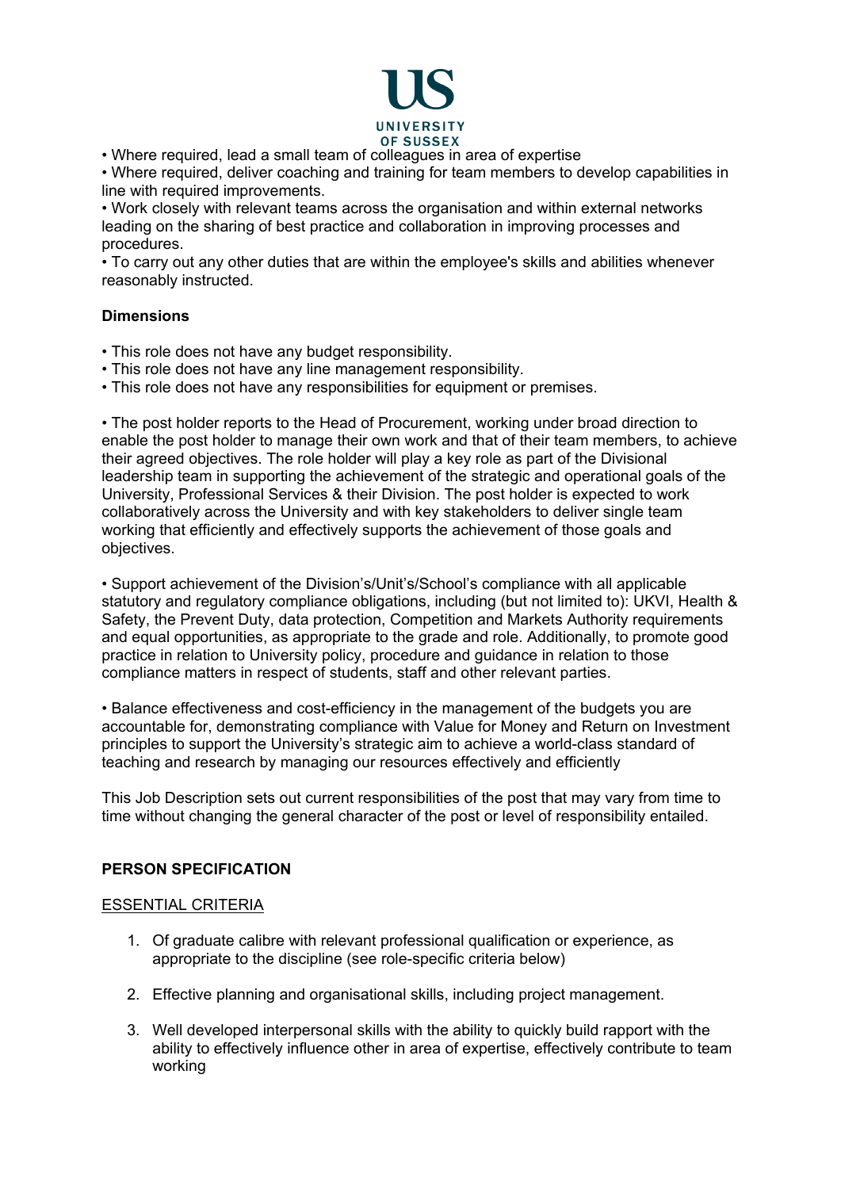• Where required, lead a small team of colleagues in area of expertise

• Where required, deliver coaching and training for team members to develop capabilities in line with required improvements.

• Work closely with relevant teams across the organisation and within external networks leading on the sharing of best practice and collaboration in improving processes and procedures.

• To carry out any other duties that are within the employee's skills and abilities whenever reasonably instructed.

**Dimensions**

• This role does not have any budget responsibility.
• This role does not have any line management responsibility.
• This role does not have any responsibilities for equipment or premises.

• The post holder reports to the Head of Procurement, working under broad direction to enable the post holder to manage their own work and that of their team members, to achieve their agreed objectives. The role holder will play a key role as part of the Divisional leadership team in supporting the achievement of the strategic and operational goals of the University, Professional Services & their Division. The post holder is expected to work collaboratively across the University and with key stakeholders to deliver single team working that efficiently and effectively supports the achievement of those goals and objectives.

• Support achievement of the Division's/Unit's/School's compliance with all applicable statutory and regulatory compliance obligations, including (but not limited to): UKVI, Health & Safety, the Prevent Duty, data protection, Competition and Markets Authority requirements and equal opportunities, as appropriate to the grade and role. Additionally, to promote good practice in relation to University policy, procedure and guidance in relation to those compliance matters in respect of students, staff and other relevant parties.

• Balance effectiveness and cost-efficiency in the management of the budgets you are accountable for, demonstrating compliance with Value for Money and Return on Investment principles to support the University's strategic aim to achieve a world-class standard of teaching and research by managing our resources effectively and efficiently

This Job Description sets out current responsibilities of the post that may vary from time to time without changing the general character of the post or level of responsibility entailed.

**PERSON SPECIFICATION**

ESSENTIAL CRITERIA

1. Of graduate calibre with relevant professional qualification or experience, as appropriate to the discipline (see role-specific criteria below)

2. Effective planning and organisational skills, including project management.

3. Well developed interpersonal skills with the ability to quickly build rapport with the ability to effectively influence other in area of expertise, effectively contribute to team working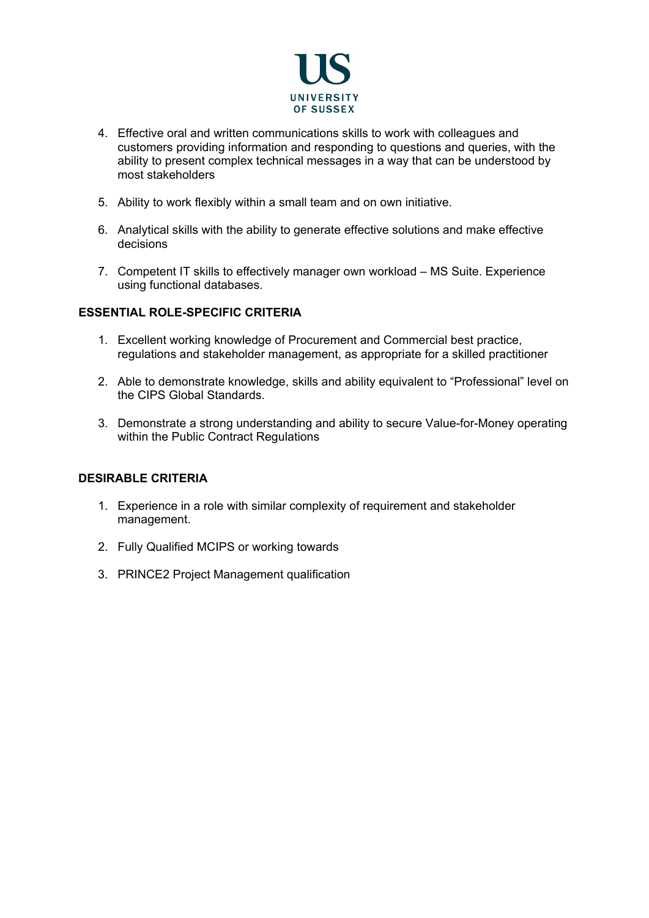4. Effective oral and written communications skills to work with colleagues and customers providing information and responding to questions and queries, with the ability to present complex technical messages in a way that can be understood by most stakeholders

5. Ability to work flexibly within a small team and on own initiative.

6. Analytical skills with the ability to generate effective solutions and make effective decisions

7. Competent IT skills to effectively manager own workload – MS Suite. Experience using functional databases.

**ESSENTIAL ROLE-SPECIFIC CRITERIA**

1. Excellent working knowledge of Procurement and Commercial best practice, regulations and stakeholder management, as appropriate for a skilled practitioner

2. Able to demonstrate knowledge, skills and ability equivalent to "Professional" level on the CIPS Global Standards.

3. Demonstrate a strong understanding and ability to secure Value-for-Money operating within the Public Contract Regulations

**DESIRABLE CRITERIA**

1. Experience in a role with similar complexity of requirement and stakeholder management.

2. Fully Qualified MCIPS or working towards

3. PRINCE2 Project Management qualification